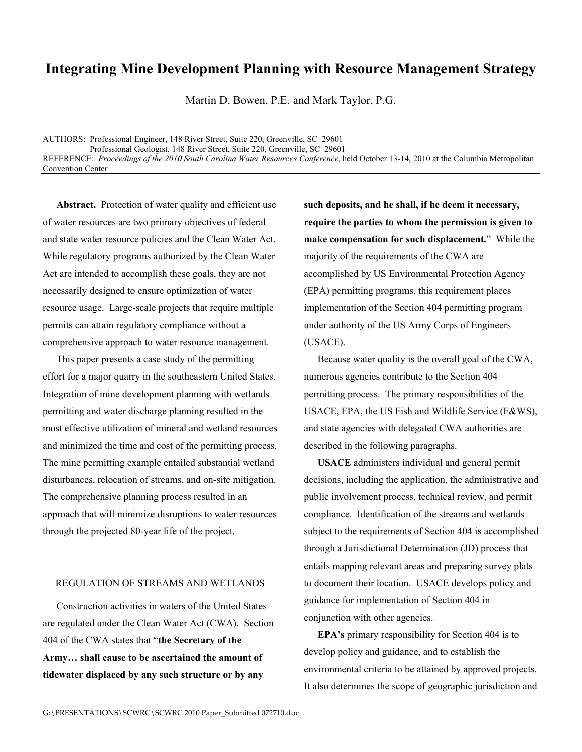# Integrating Mine Development Planning with Resource Management Strategy

Martin D. Bowen, P.E. and Mark Taylor, P.G.

AUTHORS: Professional Engineer, 148 River Street, Suite 220, Greenville, SC 29601
Professional Geologist, 148 River Street, Suite 220, Greenville, SC 29601
REFERENCE: *Proceedings of the 2010 South Carolina Water Resources Conference*, held October 13-14, 2010 at the Columbia Metropolitan Convention Center

**Abstract.** Protection of water quality and efficient use of water resources are two primary objectives of federal and state water resource policies and the Clean Water Act. While regulatory programs authorized by the Clean Water Act are intended to accomplish these goals, they are not necessarily designed to ensure optimization of water resource usage. Large-scale projects that require multiple permits can attain regulatory compliance without a comprehensive approach to water resource management.

This paper presents a case study of the permitting effort for a major quarry in the southeastern United States. Integration of mine development planning with wetlands permitting and water discharge planning resulted in the most effective utilization of mineral and wetland resources and minimized the time and cost of the permitting process. The mine permitting example entailed substantial wetland disturbances, relocation of streams, and on-site mitigation. The comprehensive planning process resulted in an approach that will minimize disruptions to water resources through the projected 80-year life of the project.

## REGULATION OF STREAMS AND WETLANDS

Construction activities in waters of the United States are regulated under the Clean Water Act (CWA). Section 404 of the CWA states that "**the Secretary of the Army… shall cause to be ascertained the amount of tidewater displaced by any such structure or by any such deposits, and he shall, if he deem it necessary, require the parties to whom the permission is given to make compensation for such displacement.**" While the majority of the requirements of the CWA are accomplished by US Environmental Protection Agency (EPA) permitting programs, this requirement places implementation of the Section 404 permitting program under authority of the US Army Corps of Engineers (USACE).

Because water quality is the overall goal of the CWA, numerous agencies contribute to the Section 404 permitting process. The primary responsibilities of the USACE, EPA, the US Fish and Wildlife Service (F&WS), and state agencies with delegated CWA authorities are described in the following paragraphs.

**USACE** administers individual and general permit decisions, including the application, the administrative and public involvement process, technical review, and permit compliance. Identification of the streams and wetlands subject to the requirements of Section 404 is accomplished through a Jurisdictional Determination (JD) process that entails mapping relevant areas and preparing survey plats to document their location. USACE develops policy and guidance for implementation of Section 404 in conjunction with other agencies.

**EPA's** primary responsibility for Section 404 is to develop policy and guidance, and to establish the environmental criteria to be attained by approved projects. It also determines the scope of geographic jurisdiction and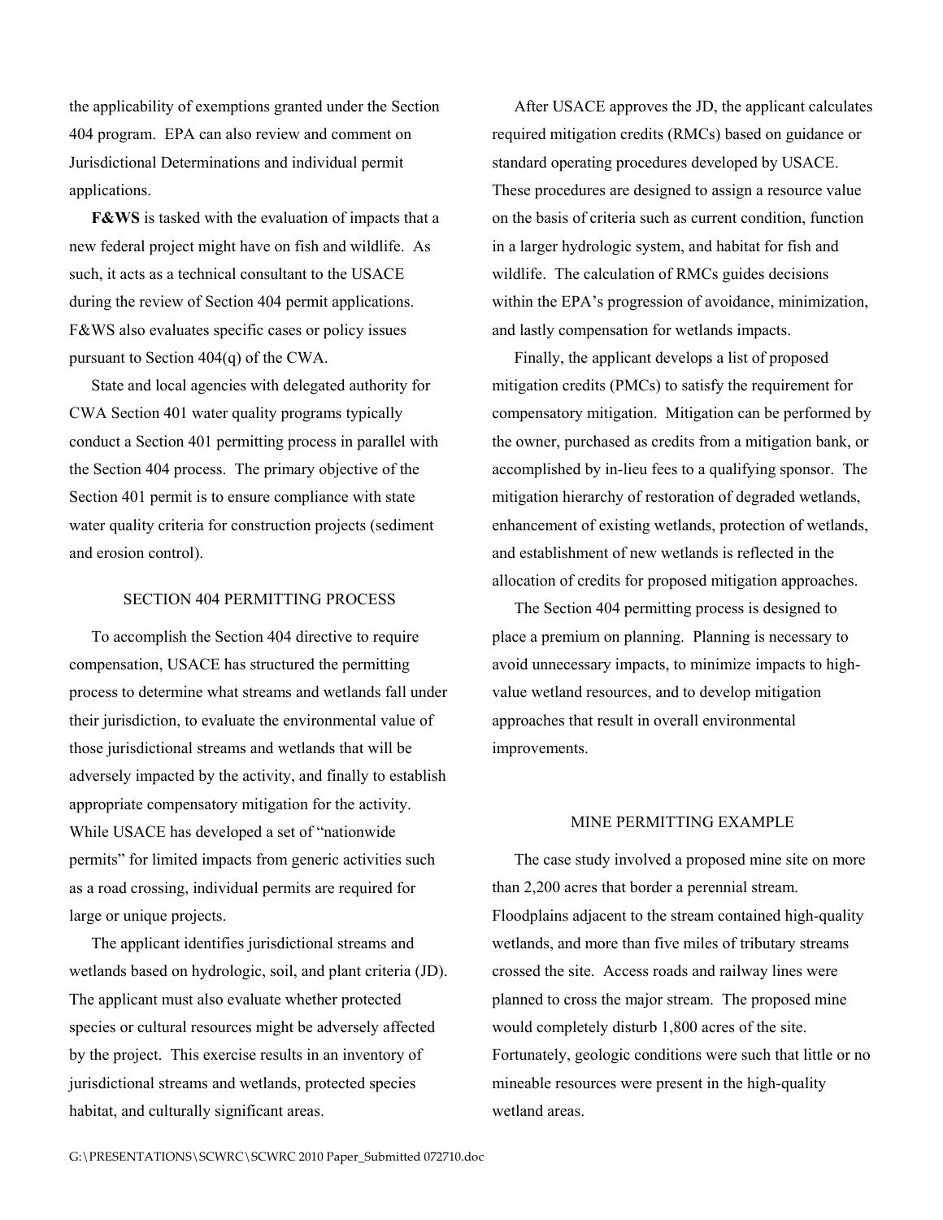the applicability of exemptions granted under the Section 404 program. EPA can also review and comment on Jurisdictional Determinations and individual permit applications.

**F&WS** is tasked with the evaluation of impacts that a new federal project might have on fish and wildlife. As such, it acts as a technical consultant to the USACE during the review of Section 404 permit applications. F&WS also evaluates specific cases or policy issues pursuant to Section 404(q) of the CWA.

State and local agencies with delegated authority for CWA Section 401 water quality programs typically conduct a Section 401 permitting process in parallel with the Section 404 process. The primary objective of the Section 401 permit is to ensure compliance with state water quality criteria for construction projects (sediment and erosion control).

## SECTION 404 PERMITTING PROCESS

To accomplish the Section 404 directive to require compensation, USACE has structured the permitting process to determine what streams and wetlands fall under their jurisdiction, to evaluate the environmental value of those jurisdictional streams and wetlands that will be adversely impacted by the activity, and finally to establish appropriate compensatory mitigation for the activity. While USACE has developed a set of "nationwide permits" for limited impacts from generic activities such as a road crossing, individual permits are required for large or unique projects.

The applicant identifies jurisdictional streams and wetlands based on hydrologic, soil, and plant criteria (JD). The applicant must also evaluate whether protected species or cultural resources might be adversely affected by the project. This exercise results in an inventory of jurisdictional streams and wetlands, protected species habitat, and culturally significant areas.

After USACE approves the JD, the applicant calculates required mitigation credits (RMCs) based on guidance or standard operating procedures developed by USACE. These procedures are designed to assign a resource value on the basis of criteria such as current condition, function in a larger hydrologic system, and habitat for fish and wildlife. The calculation of RMCs guides decisions within the EPA's progression of avoidance, minimization, and lastly compensation for wetlands impacts.

Finally, the applicant develops a list of proposed mitigation credits (PMCs) to satisfy the requirement for compensatory mitigation. Mitigation can be performed by the owner, purchased as credits from a mitigation bank, or accomplished by in-lieu fees to a qualifying sponsor. The mitigation hierarchy of restoration of degraded wetlands, enhancement of existing wetlands, protection of wetlands, and establishment of new wetlands is reflected in the allocation of credits for proposed mitigation approaches.

The Section 404 permitting process is designed to place a premium on planning. Planning is necessary to avoid unnecessary impacts, to minimize impacts to high-value wetland resources, and to develop mitigation approaches that result in overall environmental improvements.

## MINE PERMITTING EXAMPLE

The case study involved a proposed mine site on more than 2,200 acres that border a perennial stream. Floodplains adjacent to the stream contained high-quality wetlands, and more than five miles of tributary streams crossed the site. Access roads and railway lines were planned to cross the major stream. The proposed mine would completely disturb 1,800 acres of the site. Fortunately, geologic conditions were such that little or no mineable resources were present in the high-quality wetland areas.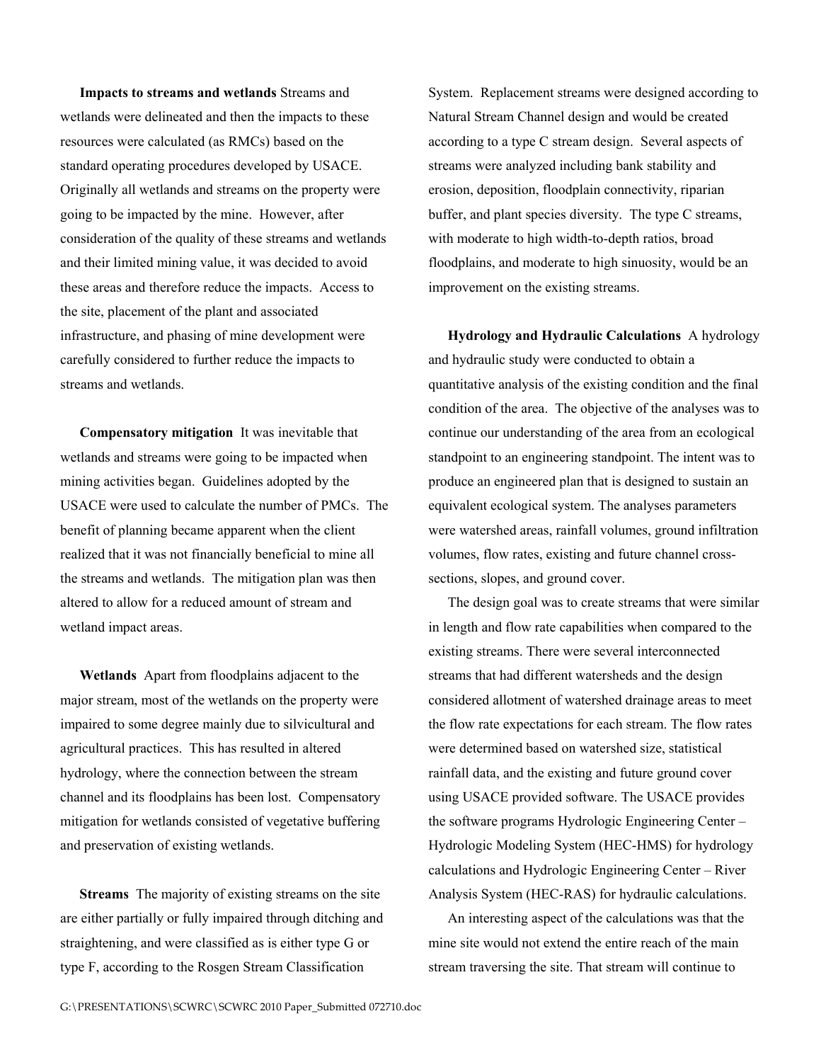**Impacts to streams and wetlands** Streams and wetlands were delineated and then the impacts to these resources were calculated (as RMCs) based on the standard operating procedures developed by USACE. Originally all wetlands and streams on the property were going to be impacted by the mine. However, after consideration of the quality of these streams and wetlands and their limited mining value, it was decided to avoid these areas and therefore reduce the impacts. Access to the site, placement of the plant and associated infrastructure, and phasing of mine development were carefully considered to further reduce the impacts to streams and wetlands.

**Compensatory mitigation** It was inevitable that wetlands and streams were going to be impacted when mining activities began. Guidelines adopted by the USACE were used to calculate the number of PMCs. The benefit of planning became apparent when the client realized that it was not financially beneficial to mine all the streams and wetlands. The mitigation plan was then altered to allow for a reduced amount of stream and wetland impact areas.

**Wetlands** Apart from floodplains adjacent to the major stream, most of the wetlands on the property were impaired to some degree mainly due to silvicultural and agricultural practices. This has resulted in altered hydrology, where the connection between the stream channel and its floodplains has been lost. Compensatory mitigation for wetlands consisted of vegetative buffering and preservation of existing wetlands.

**Streams** The majority of existing streams on the site are either partially or fully impaired through ditching and straightening, and were classified as is either type G or type F, according to the Rosgen Stream Classification System. Replacement streams were designed according to Natural Stream Channel design and would be created according to a type C stream design. Several aspects of streams were analyzed including bank stability and erosion, deposition, floodplain connectivity, riparian buffer, and plant species diversity. The type C streams, with moderate to high width-to-depth ratios, broad floodplains, and moderate to high sinuosity, would be an improvement on the existing streams.

**Hydrology and Hydraulic Calculations** A hydrology and hydraulic study were conducted to obtain a quantitative analysis of the existing condition and the final condition of the area. The objective of the analyses was to continue our understanding of the area from an ecological standpoint to an engineering standpoint. The intent was to produce an engineered plan that is designed to sustain an equivalent ecological system. The analyses parameters were watershed areas, rainfall volumes, ground infiltration volumes, flow rates, existing and future channel cross-sections, slopes, and ground cover.

The design goal was to create streams that were similar in length and flow rate capabilities when compared to the existing streams. There were several interconnected streams that had different watersheds and the design considered allotment of watershed drainage areas to meet the flow rate expectations for each stream. The flow rates were determined based on watershed size, statistical rainfall data, and the existing and future ground cover using USACE provided software. The USACE provides the software programs Hydrologic Engineering Center – Hydrologic Modeling System (HEC-HMS) for hydrology calculations and Hydrologic Engineering Center – River Analysis System (HEC-RAS) for hydraulic calculations.

An interesting aspect of the calculations was that the mine site would not extend the entire reach of the main stream traversing the site. That stream will continue to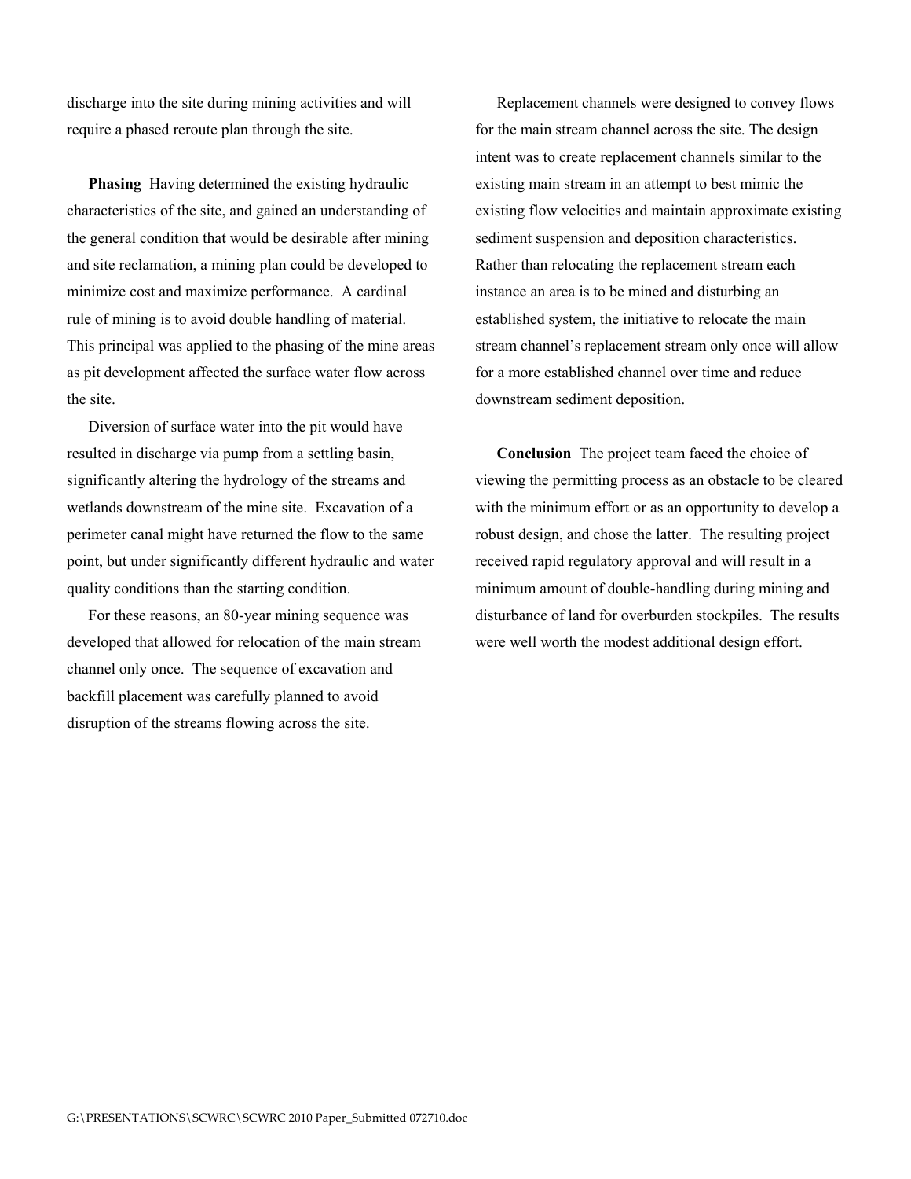discharge into the site during mining activities and will require a phased reroute plan through the site.

**Phasing** Having determined the existing hydraulic characteristics of the site, and gained an understanding of the general condition that would be desirable after mining and site reclamation, a mining plan could be developed to minimize cost and maximize performance. A cardinal rule of mining is to avoid double handling of material. This principal was applied to the phasing of the mine areas as pit development affected the surface water flow across the site.

Diversion of surface water into the pit would have resulted in discharge via pump from a settling basin, significantly altering the hydrology of the streams and wetlands downstream of the mine site. Excavation of a perimeter canal might have returned the flow to the same point, but under significantly different hydraulic and water quality conditions than the starting condition.

For these reasons, an 80-year mining sequence was developed that allowed for relocation of the main stream channel only once. The sequence of excavation and backfill placement was carefully planned to avoid disruption of the streams flowing across the site.

Replacement channels were designed to convey flows for the main stream channel across the site. The design intent was to create replacement channels similar to the existing main stream in an attempt to best mimic the existing flow velocities and maintain approximate existing sediment suspension and deposition characteristics. Rather than relocating the replacement stream each instance an area is to be mined and disturbing an established system, the initiative to relocate the main stream channel's replacement stream only once will allow for a more established channel over time and reduce downstream sediment deposition.

**Conclusion** The project team faced the choice of viewing the permitting process as an obstacle to be cleared with the minimum effort or as an opportunity to develop a robust design, and chose the latter. The resulting project received rapid regulatory approval and will result in a minimum amount of double-handling during mining and disturbance of land for overburden stockpiles. The results were well worth the modest additional design effort.